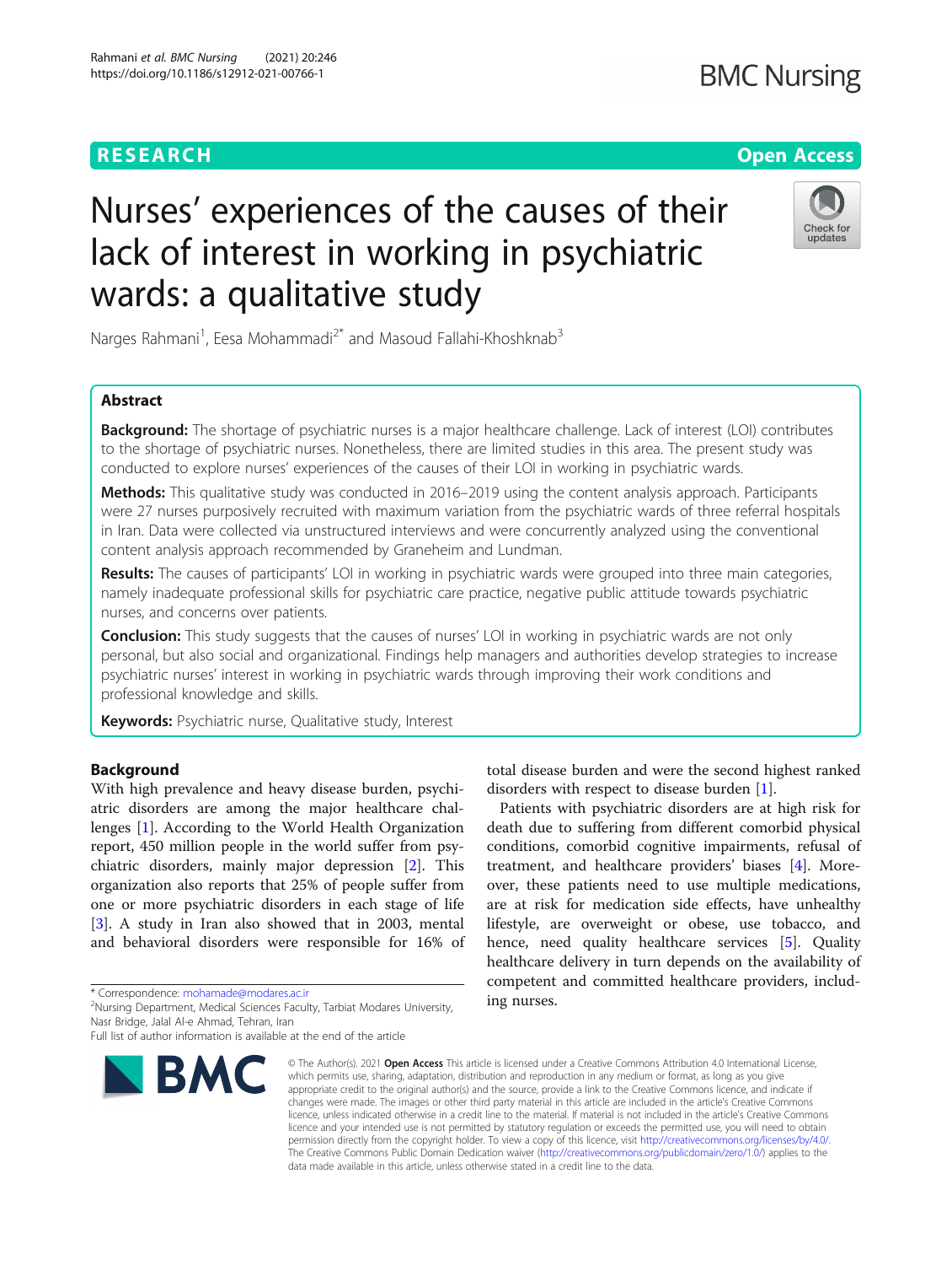RESEARCH

Open Access

# Nurses' experiences of the causes of their lack of interest in working in psychiatric wards: a qualitative study

Narges Rahmani[1], Eesa Mohammadi[2*] and Masoud Fallahi-Khoshknab[3]

## Abstract

**Background:** The shortage of psychiatric nurses is a major healthcare challenge. Lack of interest (LOI) contributes to the shortage of psychiatric nurses. Nonetheless, there are limited studies in this area. The present study was conducted to explore nurses' experiences of the causes of their LOI in working in psychiatric wards.

**Methods:** This qualitative study was conducted in 2016–2019 using the content analysis approach. Participants were 27 nurses purposively recruited with maximum variation from the psychiatric wards of three referral hospitals in Iran. Data were collected via unstructured interviews and were concurrently analyzed using the conventional content analysis approach recommended by Graneheim and Lundman.

**Results:** The causes of participants' LOI in working in psychiatric wards were grouped into three main categories, namely inadequate professional skills for psychiatric care practice, negative public attitude towards psychiatric nurses, and concerns over patients.

**Conclusion:** This study suggests that the causes of nurses' LOI in working in psychiatric wards are not only personal, but also social and organizational. Findings help managers and authorities develop strategies to increase psychiatric nurses' interest in working in psychiatric wards through improving their work conditions and professional knowledge and skills.

**Keywords:** Psychiatric nurse, Qualitative study, Interest

## Background

With high prevalence and heavy disease burden, psychiatric disorders are among the major healthcare challenges [1]. According to the World Health Organization report, 450 million people in the world suffer from psychiatric disorders, mainly major depression [2]. This organization also reports that 25% of people suffer from one or more psychiatric disorders in each stage of life [3]. A study in Iran also showed that in 2003, mental and behavioral disorders were responsible for 16% of total disease burden and were the second highest ranked disorders with respect to disease burden [1].

Patients with psychiatric disorders are at high risk for death due to suffering from different comorbid physical conditions, comorbid cognitive impairments, refusal of treatment, and healthcare providers' biases [4]. Moreover, these patients need to use multiple medications, are at risk for medication side effects, have unhealthy lifestyle, are overweight or obese, use tobacco, and hence, need quality healthcare services [5]. Quality healthcare delivery in turn depends on the availability of competent and committed healthcare providers, including nurses.

* Correspondence: mohamade@modares.ac.ir
[2]Nursing Department, Medical Sciences Faculty, Tarbiat Modares University, Nasr Bridge, Jalal Al-e Ahmad, Tehran, Iran
Full list of author information is available at the end of the article

© The Author(s). 2021 **Open Access** This article is licensed under a Creative Commons Attribution 4.0 International License, which permits use, sharing, adaptation, distribution and reproduction in any medium or format, as long as you give appropriate credit to the original author(s) and the source, provide a link to the Creative Commons licence, and indicate if changes were made. The images or other third party material in this article are included in the article's Creative Commons licence, unless indicated otherwise in a credit line to the material. If material is not included in the article's Creative Commons licence and your intended use is not permitted by statutory regulation or exceeds the permitted use, you will need to obtain permission directly from the copyright holder. To view a copy of this licence, visit http://creativecommons.org/licenses/by/4.0/. The Creative Commons Public Domain Dedication waiver (http://creativecommons.org/publicdomain/zero/1.0/) applies to the data made available in this article, unless otherwise stated in a credit line to the data.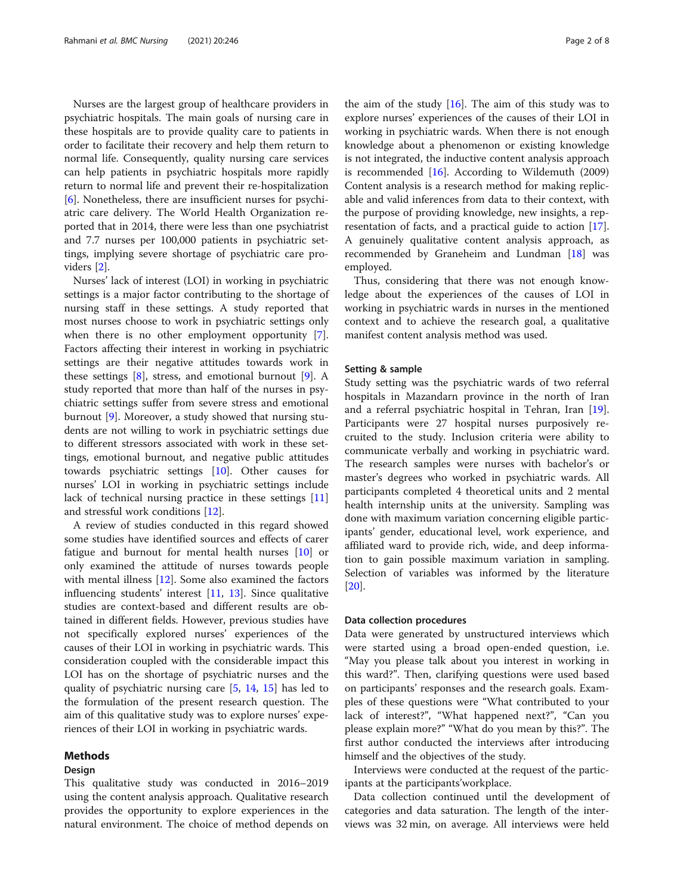Nurses are the largest group of healthcare providers in psychiatric hospitals. The main goals of nursing care in these hospitals are to provide quality care to patients in order to facilitate their recovery and help them return to normal life. Consequently, quality nursing care services can help patients in psychiatric hospitals more rapidly return to normal life and prevent their re-hospitalization [6]. Nonetheless, there are insufficient nurses for psychiatric care delivery. The World Health Organization reported that in 2014, there were less than one psychiatrist and 7.7 nurses per 100,000 patients in psychiatric settings, implying severe shortage of psychiatric care providers [2].

Nurses' lack of interest (LOI) in working in psychiatric settings is a major factor contributing to the shortage of nursing staff in these settings. A study reported that most nurses choose to work in psychiatric settings only when there is no other employment opportunity [7]. Factors affecting their interest in working in psychiatric settings are their negative attitudes towards work in these settings [8], stress, and emotional burnout [9]. A study reported that more than half of the nurses in psychiatric settings suffer from severe stress and emotional burnout [9]. Moreover, a study showed that nursing students are not willing to work in psychiatric settings due to different stressors associated with work in these settings, emotional burnout, and negative public attitudes towards psychiatric settings [10]. Other causes for nurses' LOI in working in psychiatric settings include lack of technical nursing practice in these settings [11] and stressful work conditions [12].

A review of studies conducted in this regard showed some studies have identified sources and effects of carer fatigue and burnout for mental health nurses [10] or only examined the attitude of nurses towards people with mental illness [12]. Some also examined the factors influencing students' interest [11, 13]. Since qualitative studies are context-based and different results are obtained in different fields. However, previous studies have not specifically explored nurses' experiences of the causes of their LOI in working in psychiatric wards. This consideration coupled with the considerable impact this LOI has on the shortage of psychiatric nurses and the quality of psychiatric nursing care [5, 14, 15] has led to the formulation of the present research question. The aim of this qualitative study was to explore nurses' experiences of their LOI in working in psychiatric wards.

## Methods

### Design

This qualitative study was conducted in 2016–2019 using the content analysis approach. Qualitative research provides the opportunity to explore experiences in the natural environment. The choice of method depends on the aim of the study [16]. The aim of this study was to explore nurses' experiences of the causes of their LOI in working in psychiatric wards. When there is not enough knowledge about a phenomenon or existing knowledge is not integrated, the inductive content analysis approach is recommended [16]. According to Wildemuth (2009) Content analysis is a research method for making replicable and valid inferences from data to their context, with the purpose of providing knowledge, new insights, a representation of facts, and a practical guide to action [17]. A genuinely qualitative content analysis approach, as recommended by Graneheim and Lundman [18] was employed.

Thus, considering that there was not enough knowledge about the experiences of the causes of LOI in working in psychiatric wards in nurses in the mentioned context and to achieve the research goal, a qualitative manifest content analysis method was used.

### Setting & sample

Study setting was the psychiatric wards of two referral hospitals in Mazandarn province in the north of Iran and a referral psychiatric hospital in Tehran, Iran [19]. Participants were 27 hospital nurses purposively recruited to the study. Inclusion criteria were ability to communicate verbally and working in psychiatric ward. The research samples were nurses with bachelor's or master's degrees who worked in psychiatric wards. All participants completed 4 theoretical units and 2 mental health internship units at the university. Sampling was done with maximum variation concerning eligible participants' gender, educational level, work experience, and affiliated ward to provide rich, wide, and deep information to gain possible maximum variation in sampling. Selection of variables was informed by the literature [20].

### Data collection procedures

Data were generated by unstructured interviews which were started using a broad open-ended question, i.e. "May you please talk about you interest in working in this ward?". Then, clarifying questions were used based on participants' responses and the research goals. Examples of these questions were "What contributed to your lack of interest?", "What happened next?", "Can you please explain more?" "What do you mean by this?". The first author conducted the interviews after introducing himself and the objectives of the study.

Interviews were conducted at the request of the participants at the participants'workplace.

Data collection continued until the development of categories and data saturation. The length of the interviews was 32 min, on average. All interviews were held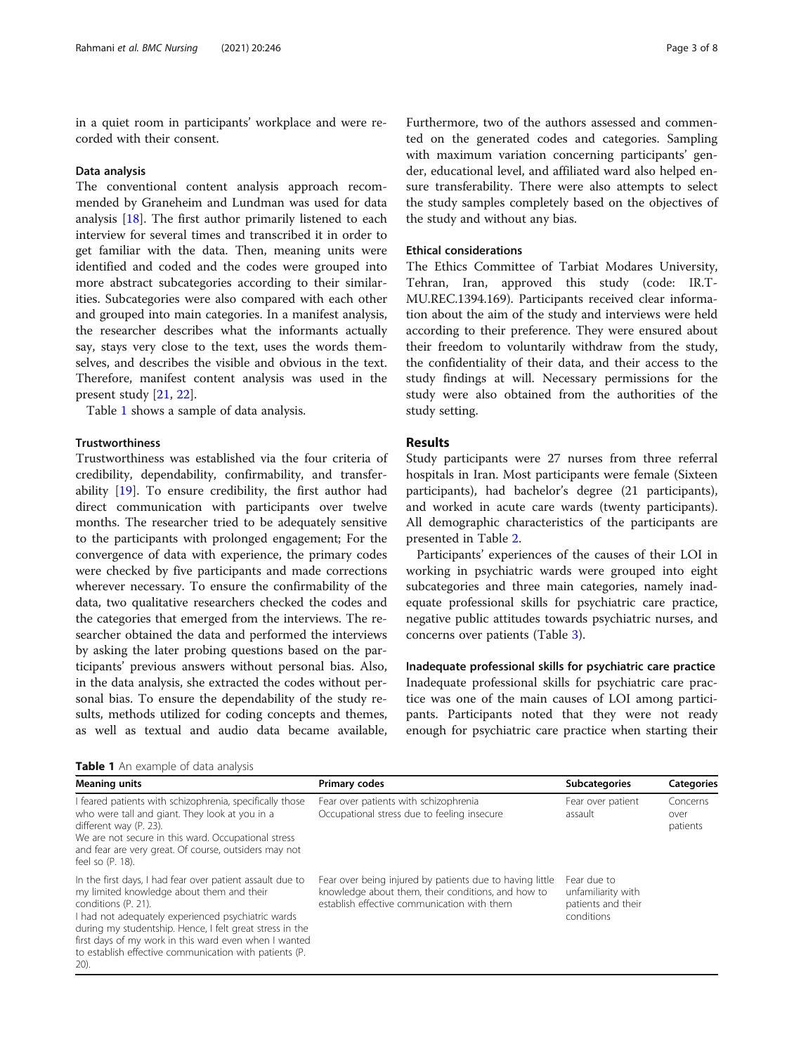in a quiet room in participants' workplace and were recorded with their consent.

### Data analysis

The conventional content analysis approach recommended by Graneheim and Lundman was used for data analysis [18]. The first author primarily listened to each interview for several times and transcribed it in order to get familiar with the data. Then, meaning units were identified and coded and the codes were grouped into more abstract subcategories according to their similarities. Subcategories were also compared with each other and grouped into main categories. In a manifest analysis, the researcher describes what the informants actually say, stays very close to the text, uses the words themselves, and describes the visible and obvious in the text. Therefore, manifest content analysis was used in the present study [21, 22].

Table 1 shows a sample of data analysis.

### Trustworthiness

Trustworthiness was established via the four criteria of credibility, dependability, confirmability, and transferability [19]. To ensure credibility, the first author had direct communication with participants over twelve months. The researcher tried to be adequately sensitive to the participants with prolonged engagement; For the convergence of data with experience, the primary codes were checked by five participants and made corrections wherever necessary. To ensure the confirmability of the data, two qualitative researchers checked the codes and the categories that emerged from the interviews. The researcher obtained the data and performed the interviews by asking the later probing questions based on the participants' previous answers without personal bias. Also, in the data analysis, she extracted the codes without personal bias. To ensure the dependability of the study results, methods utilized for coding concepts and themes, as well as textual and audio data became available, Furthermore, two of the authors assessed and commented on the generated codes and categories. Sampling with maximum variation concerning participants' gender, educational level, and affiliated ward also helped ensure transferability. There were also attempts to select the study samples completely based on the objectives of the study and without any bias.

### Ethical considerations

The Ethics Committee of Tarbiat Modares University, Tehran, Iran, approved this study (code: IR.TMU.REC.1394.169). Participants received clear information about the aim of the study and interviews were held according to their preference. They were ensured about their freedom to voluntarily withdraw from the study, the confidentiality of their data, and their access to the study findings at will. Necessary permissions for the study were also obtained from the authorities of the study setting.

## Results

Study participants were 27 nurses from three referral hospitals in Iran. Most participants were female (Sixteen participants), had bachelor's degree (21 participants), and worked in acute care wards (twenty participants). All demographic characteristics of the participants are presented in Table 2.

Participants' experiences of the causes of their LOI in working in psychiatric wards were grouped into eight subcategories and three main categories, namely inadequate professional skills for psychiatric care practice, negative public attitudes towards psychiatric nurses, and concerns over patients (Table 3).

### Inadequate professional skills for psychiatric care practice

Inadequate professional skills for psychiatric care practice was one of the main causes of LOI among participants. Participants noted that they were not ready enough for psychiatric care practice when starting their

**Table 1** An example of data analysis

| Meaning units | Primary codes | Subcategories | Categories |
| --- | --- | --- | --- |
| I feared patients with schizophrenia, specifically those who were tall and giant. They look at you in a different way (P. 23).<br>We are not secure in this ward. Occupational stress and fear are very great. Of course, outsiders may not feel so (P. 18). | Fear over patients with schizophrenia<br>Occupational stress due to feeling insecure | Fear over patient assault | Concerns over patients |
| In the first days, I had fear over patient assault due to my limited knowledge about them and their conditions (P. 21).<br>I had not adequately experienced psychiatric wards during my studentship. Hence, I felt great stress in the first days of my work in this ward even when I wanted to establish effective communication with patients (P. 20). | Fear over being injured by patients due to having little knowledge about them, their conditions, and how to establish effective communication with them | Fear due to unfamiliarity with patients and their conditions | |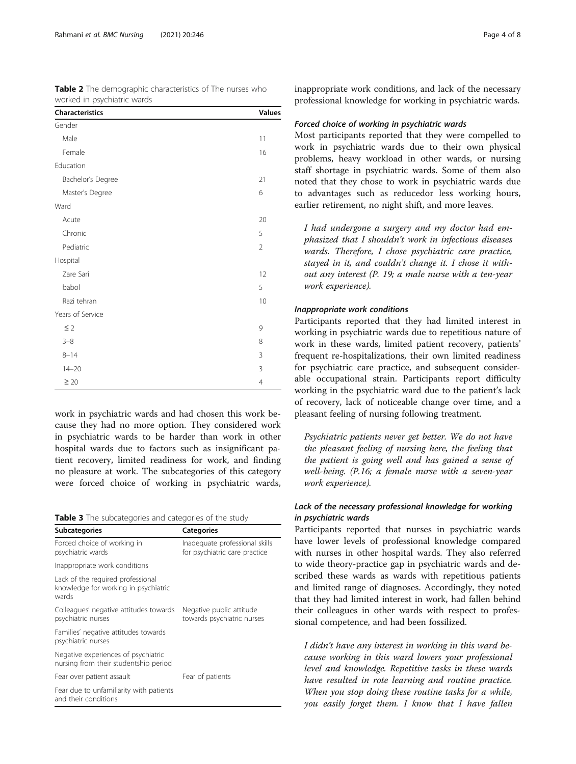**Table 2** The demographic characteristics of The nurses who worked in psychiatric wards

| Characteristics | Values |
|---|---|
| Gender | |
| Male | 11 |
| Female | 16 |
| Education | |
| Bachelor's Degree | 21 |
| Master's Degree | 6 |
| Ward | |
| Acute | 20 |
| Chronic | 5 |
| Pediatric | 2 |
| Hospital | |
| Zare Sari | 12 |
| babol | 5 |
| Razi tehran | 10 |
| Years of Service | |
| ≤ 2 | 9 |
| 3–8 | 8 |
| 8–14 | 3 |
| 14–20 | 3 |
| ≥ 20 | 4 |

work in psychiatric wards and had chosen this work because they had no more option. They considered work in psychiatric wards to be harder than work in other hospital wards due to factors such as insignificant patient recovery, limited readiness for work, and finding no pleasure at work. The subcategories of this category were forced choice of working in psychiatric wards,

**Table 3** The subcategories and categories of the study

| Subcategories | Categories |
|---|---|
| Forced choice of working in psychiatric wards | Inadequate professional skills for psychiatric care practice |
| Inappropriate work conditions | |
| Lack of the required professional knowledge for working in psychiatric wards | |
| Colleagues' negative attitudes towards psychiatric nurses | Negative public attitude towards psychiatric nurses |
| Families' negative attitudes towards psychiatric nurses | |
| Negative experiences of psychiatric nursing from their studentship period | |
| Fear over patient assault | Fear of patients |
| Fear due to unfamiliarity with patients and their conditions | |

inappropriate work conditions, and lack of the necessary professional knowledge for working in psychiatric wards.

#### *Forced choice of working in psychiatric wards*

Most participants reported that they were compelled to work in psychiatric wards due to their own physical problems, heavy workload in other wards, or nursing staff shortage in psychiatric wards. Some of them also noted that they chose to work in psychiatric wards due to advantages such as reducedor less working hours, earlier retirement, no night shift, and more leaves.

> *I had undergone a surgery and my doctor had emphasized that I shouldn't work in infectious diseases wards. Therefore, I chose psychiatric care practice, stayed in it, and couldn't change it. I chose it without any interest (P. 19; a male nurse with a ten-year work experience).*

#### *Inappropriate work conditions*

Participants reported that they had limited interest in working in psychiatric wards due to repetitious nature of work in these wards, limited patient recovery, patients' frequent re-hospitalizations, their own limited readiness for psychiatric care practice, and subsequent considerable occupational strain. Participants report difficulty working in the psychiatric ward due to the patient's lack of recovery, lack of noticeable change over time, and a pleasant feeling of nursing following treatment.

> *Psychiatric patients never get better. We do not have the pleasant feeling of nursing here, the feeling that the patient is going well and has gained a sense of well-being. (P.16; a female nurse with a seven-year work experience).*

#### *Lack of the necessary professional knowledge for working in psychiatric wards*

Participants reported that nurses in psychiatric wards have lower levels of professional knowledge compared with nurses in other hospital wards. They also referred to wide theory-practice gap in psychiatric wards and described these wards as wards with repetitious patients and limited range of diagnoses. Accordingly, they noted that they had limited interest in work, had fallen behind their colleagues in other wards with respect to professional competence, and had been fossilized.

> *I didn't have any interest in working in this ward because working in this ward lowers your professional level and knowledge. Repetitive tasks in these wards have resulted in rote learning and routine practice. When you stop doing these routine tasks for a while, you easily forget them. I know that I have fallen*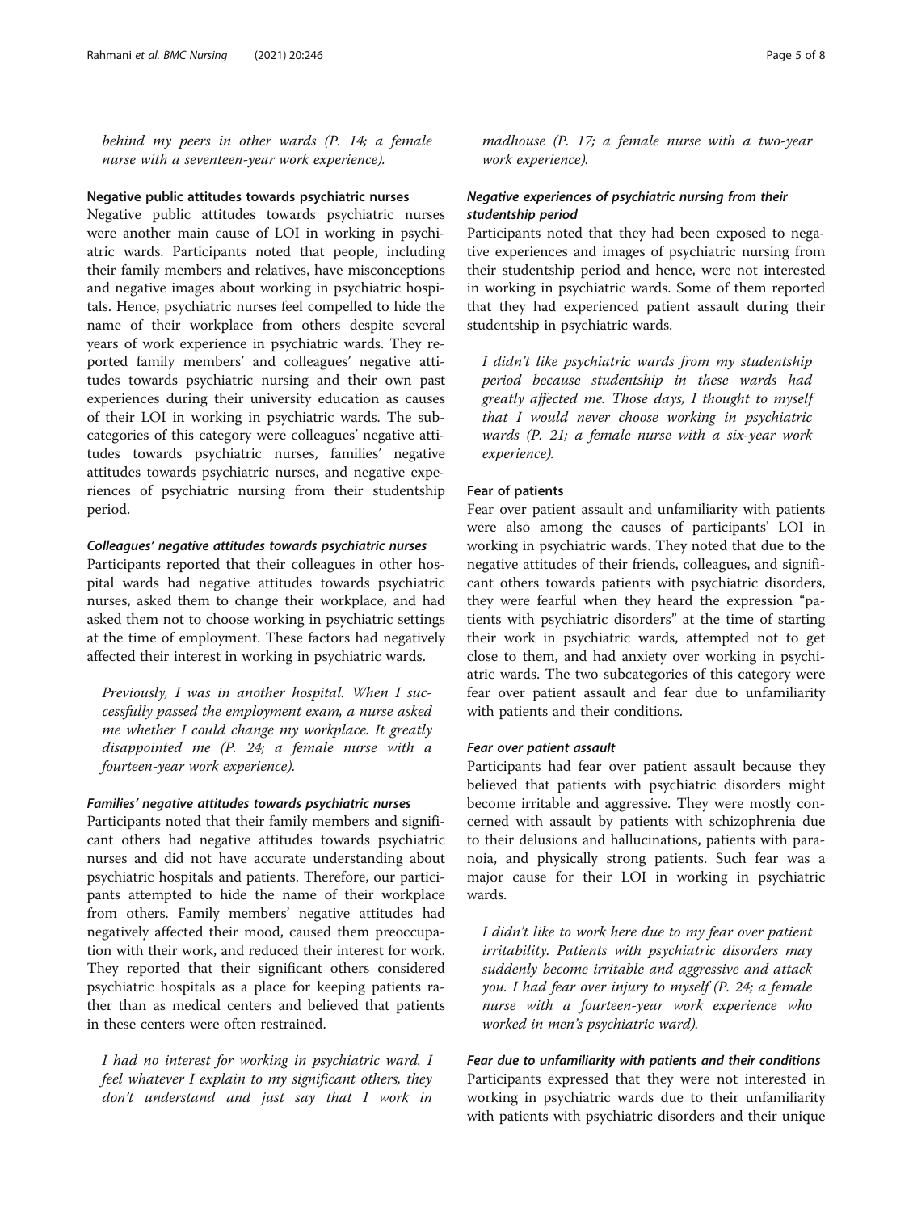*behind my peers in other wards (P. 14; a female nurse with a seventeen-year work experience).*

### Negative public attitudes towards psychiatric nurses

Negative public attitudes towards psychiatric nurses were another main cause of LOI in working in psychiatric wards. Participants noted that people, including their family members and relatives, have misconceptions and negative images about working in psychiatric hospitals. Hence, psychiatric nurses feel compelled to hide the name of their workplace from others despite several years of work experience in psychiatric wards. They reported family members' and colleagues' negative attitudes towards psychiatric nursing and their own past experiences during their university education as causes of their LOI in working in psychiatric wards. The subcategories of this category were colleagues' negative attitudes towards psychiatric nurses, families' negative attitudes towards psychiatric nurses, and negative experiences of psychiatric nursing from their studentship period.

#### *Colleagues' negative attitudes towards psychiatric nurses*

Participants reported that their colleagues in other hospital wards had negative attitudes towards psychiatric nurses, asked them to change their workplace, and had asked them not to choose working in psychiatric settings at the time of employment. These factors had negatively affected their interest in working in psychiatric wards.

> *Previously, I was in another hospital. When I successfully passed the employment exam, a nurse asked me whether I could change my workplace. It greatly disappointed me (P. 24; a female nurse with a fourteen-year work experience).*

#### *Families' negative attitudes towards psychiatric nurses*

Participants noted that their family members and significant others had negative attitudes towards psychiatric nurses and did not have accurate understanding about psychiatric hospitals and patients. Therefore, our participants attempted to hide the name of their workplace from others. Family members' negative attitudes had negatively affected their mood, caused them preoccupation with their work, and reduced their interest for work. They reported that their significant others considered psychiatric hospitals as a place for keeping patients rather than as medical centers and believed that patients in these centers were often restrained.

> *I had no interest for working in psychiatric ward. I feel whatever I explain to my significant others, they don't understand and just say that I work in madhouse (P. 17; a female nurse with a two-year work experience).*

#### *Negative experiences of psychiatric nursing from their studentship period*

Participants noted that they had been exposed to negative experiences and images of psychiatric nursing from their studentship period and hence, were not interested in working in psychiatric wards. Some of them reported that they had experienced patient assault during their studentship in psychiatric wards.

> *I didn't like psychiatric wards from my studentship period because studentship in these wards had greatly affected me. Those days, I thought to myself that I would never choose working in psychiatric wards (P. 21; a female nurse with a six-year work experience).*

### Fear of patients

Fear over patient assault and unfamiliarity with patients were also among the causes of participants' LOI in working in psychiatric wards. They noted that due to the negative attitudes of their friends, colleagues, and significant others towards patients with psychiatric disorders, they were fearful when they heard the expression "patients with psychiatric disorders" at the time of starting their work in psychiatric wards, attempted not to get close to them, and had anxiety over working in psychiatric wards. The two subcategories of this category were fear over patient assault and fear due to unfamiliarity with patients and their conditions.

#### *Fear over patient assault*

Participants had fear over patient assault because they believed that patients with psychiatric disorders might become irritable and aggressive. They were mostly concerned with assault by patients with schizophrenia due to their delusions and hallucinations, patients with paranoia, and physically strong patients. Such fear was a major cause for their LOI in working in psychiatric wards.

> *I didn't like to work here due to my fear over patient irritability. Patients with psychiatric disorders may suddenly become irritable and aggressive and attack you. I had fear over injury to myself (P. 24; a female nurse with a fourteen-year work experience who worked in men's psychiatric ward).*

#### *Fear due to unfamiliarity with patients and their conditions*

Participants expressed that they were not interested in working in psychiatric wards due to their unfamiliarity with patients with psychiatric disorders and their unique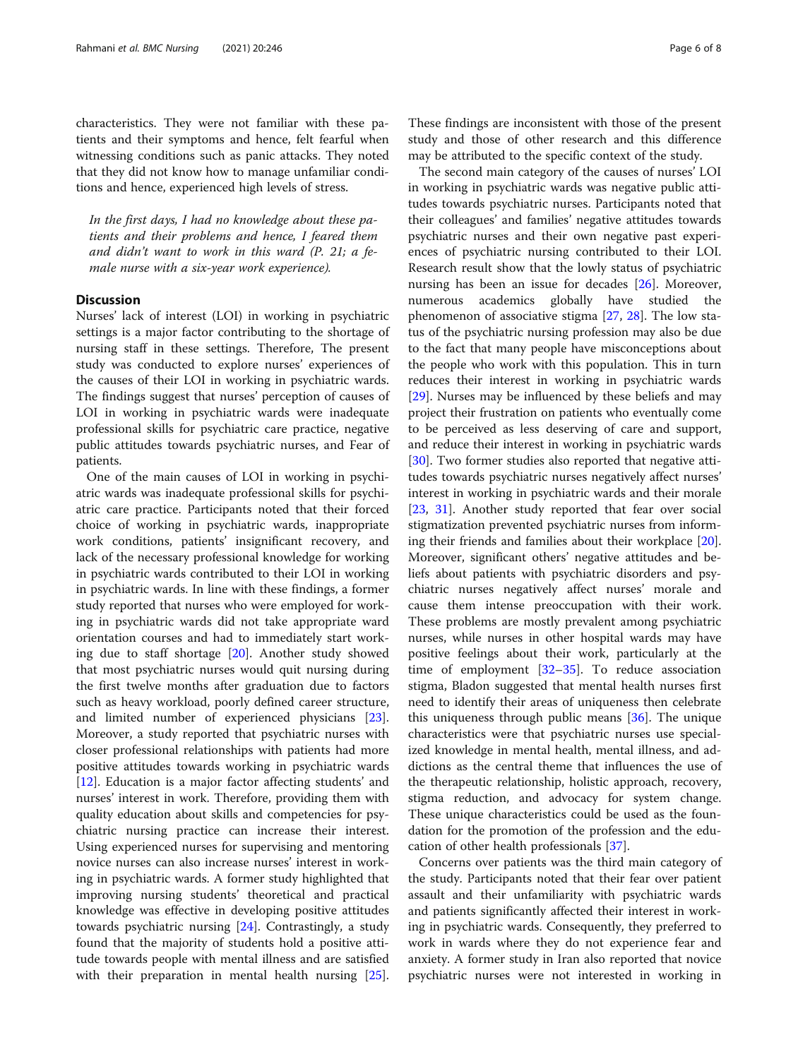characteristics. They were not familiar with these patients and their symptoms and hence, felt fearful when witnessing conditions such as panic attacks. They noted that they did not know how to manage unfamiliar conditions and hence, experienced high levels of stress.

> *In the first days, I had no knowledge about these patients and their problems and hence, I feared them and didn't want to work in this ward (P. 21; a female nurse with a six-year work experience).*

## Discussion

Nurses' lack of interest (LOI) in working in psychiatric settings is a major factor contributing to the shortage of nursing staff in these settings. Therefore, The present study was conducted to explore nurses' experiences of the causes of their LOI in working in psychiatric wards. The findings suggest that nurses' perception of causes of LOI in working in psychiatric wards were inadequate professional skills for psychiatric care practice, negative public attitudes towards psychiatric nurses, and Fear of patients.

One of the main causes of LOI in working in psychiatric wards was inadequate professional skills for psychiatric care practice. Participants noted that their forced choice of working in psychiatric wards, inappropriate work conditions, patients' insignificant recovery, and lack of the necessary professional knowledge for working in psychiatric wards contributed to their LOI in working in psychiatric wards. In line with these findings, a former study reported that nurses who were employed for working in psychiatric wards did not take appropriate ward orientation courses and had to immediately start working due to staff shortage [20]. Another study showed that most psychiatric nurses would quit nursing during the first twelve months after graduation due to factors such as heavy workload, poorly defined career structure, and limited number of experienced physicians [23]. Moreover, a study reported that psychiatric nurses with closer professional relationships with patients had more positive attitudes towards working in psychiatric wards [12]. Education is a major factor affecting students' and nurses' interest in work. Therefore, providing them with quality education about skills and competencies for psychiatric nursing practice can increase their interest. Using experienced nurses for supervising and mentoring novice nurses can also increase nurses' interest in working in psychiatric wards. A former study highlighted that improving nursing students' theoretical and practical knowledge was effective in developing positive attitudes towards psychiatric nursing [24]. Contrastingly, a study found that the majority of students hold a positive attitude towards people with mental illness and are satisfied with their preparation in mental health nursing [25]. These findings are inconsistent with those of the present study and those of other research and this difference may be attributed to the specific context of the study.

The second main category of the causes of nurses' LOI in working in psychiatric wards was negative public attitudes towards psychiatric nurses. Participants noted that their colleagues' and families' negative attitudes towards psychiatric nurses and their own negative past experiences of psychiatric nursing contributed to their LOI. Research result show that the lowly status of psychiatric nursing has been an issue for decades [26]. Moreover, numerous academics globally have studied the phenomenon of associative stigma [27, 28]. The low status of the psychiatric nursing profession may also be due to the fact that many people have misconceptions about the people who work with this population. This in turn reduces their interest in working in psychiatric wards [29]. Nurses may be influenced by these beliefs and may project their frustration on patients who eventually come to be perceived as less deserving of care and support, and reduce their interest in working in psychiatric wards [30]. Two former studies also reported that negative attitudes towards psychiatric nurses negatively affect nurses' interest in working in psychiatric wards and their morale [23, 31]. Another study reported that fear over social stigmatization prevented psychiatric nurses from informing their friends and families about their workplace [20]. Moreover, significant others' negative attitudes and beliefs about patients with psychiatric disorders and psychiatric nurses negatively affect nurses' morale and cause them intense preoccupation with their work. These problems are mostly prevalent among psychiatric nurses, while nurses in other hospital wards may have positive feelings about their work, particularly at the time of employment [32–35]. To reduce association stigma, Bladon suggested that mental health nurses first need to identify their areas of uniqueness then celebrate this uniqueness through public means [36]. The unique characteristics were that psychiatric nurses use specialized knowledge in mental health, mental illness, and addictions as the central theme that influences the use of the therapeutic relationship, holistic approach, recovery, stigma reduction, and advocacy for system change. These unique characteristics could be used as the foundation for the promotion of the profession and the education of other health professionals [37].

Concerns over patients was the third main category of the study. Participants noted that their fear over patient assault and their unfamiliarity with psychiatric wards and patients significantly affected their interest in working in psychiatric wards. Consequently, they preferred to work in wards where they do not experience fear and anxiety. A former study in Iran also reported that novice psychiatric nurses were not interested in working in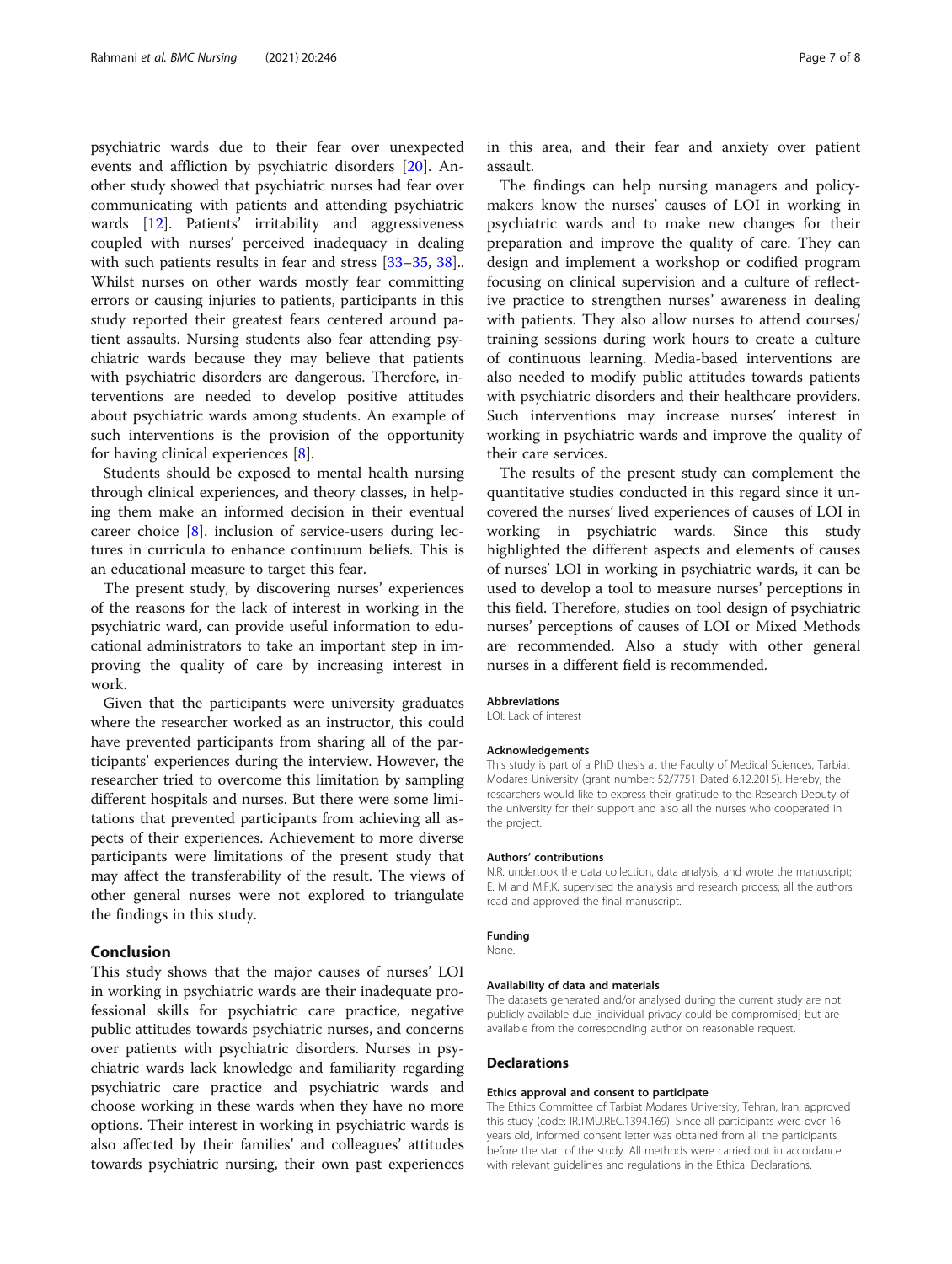psychiatric wards due to their fear over unexpected events and affliction by psychiatric disorders [20]. Another study showed that psychiatric nurses had fear over communicating with patients and attending psychiatric wards [12]. Patients' irritability and aggressiveness coupled with nurses' perceived inadequacy in dealing with such patients results in fear and stress [33–35, 38].. Whilst nurses on other wards mostly fear committing errors or causing injuries to patients, participants in this study reported their greatest fears centered around patient assaults. Nursing students also fear attending psychiatric wards because they may believe that patients with psychiatric disorders are dangerous. Therefore, interventions are needed to develop positive attitudes about psychiatric wards among students. An example of such interventions is the provision of the opportunity for having clinical experiences [8].

Students should be exposed to mental health nursing through clinical experiences, and theory classes, in helping them make an informed decision in their eventual career choice [8]. inclusion of service-users during lectures in curricula to enhance continuum beliefs. This is an educational measure to target this fear.

The present study, by discovering nurses' experiences of the reasons for the lack of interest in working in the psychiatric ward, can provide useful information to educational administrators to take an important step in improving the quality of care by increasing interest in work.

Given that the participants were university graduates where the researcher worked as an instructor, this could have prevented participants from sharing all of the participants' experiences during the interview. However, the researcher tried to overcome this limitation by sampling different hospitals and nurses. But there were some limitations that prevented participants from achieving all aspects of their experiences. Achievement to more diverse participants were limitations of the present study that may affect the transferability of the result. The views of other general nurses were not explored to triangulate the findings in this study.

## Conclusion

This study shows that the major causes of nurses' LOI in working in psychiatric wards are their inadequate professional skills for psychiatric care practice, negative public attitudes towards psychiatric nurses, and concerns over patients with psychiatric disorders. Nurses in psychiatric wards lack knowledge and familiarity regarding psychiatric care practice and psychiatric wards and choose working in these wards when they have no more options. Their interest in working in psychiatric wards is also affected by their families' and colleagues' attitudes towards psychiatric nursing, their own past experiences in this area, and their fear and anxiety over patient assault.

The findings can help nursing managers and policymakers know the nurses' causes of LOI in working in psychiatric wards and to make new changes for their preparation and improve the quality of care. They can design and implement a workshop or codified program focusing on clinical supervision and a culture of reflective practice to strengthen nurses' awareness in dealing with patients. They also allow nurses to attend courses/training sessions during work hours to create a culture of continuous learning. Media-based interventions are also needed to modify public attitudes towards patients with psychiatric disorders and their healthcare providers. Such interventions may increase nurses' interest in working in psychiatric wards and improve the quality of their care services.

The results of the present study can complement the quantitative studies conducted in this regard since it uncovered the nurses' lived experiences of causes of LOI in working in psychiatric wards. Since this study highlighted the different aspects and elements of causes of nurses' LOI in working in psychiatric wards, it can be used to develop a tool to measure nurses' perceptions in this field. Therefore, studies on tool design of psychiatric nurses' perceptions of causes of LOI or Mixed Methods are recommended. Also a study with other general nurses in a different field is recommended.

#### Abbreviations

LOI: Lack of interest

#### Acknowledgements

This study is part of a PhD thesis at the Faculty of Medical Sciences, Tarbiat Modares University (grant number: 52/7751 Dated 6.12.2015). Hereby, the researchers would like to express their gratitude to the Research Deputy of the university for their support and also all the nurses who cooperated in the project.

#### Authors' contributions

N.R. undertook the data collection, data analysis, and wrote the manuscript; E. M and M.F.K. supervised the analysis and research process; all the authors read and approved the final manuscript.

#### Funding

None.

#### Availability of data and materials

The datasets generated and/or analysed during the current study are not publicly available due [individual privacy could be compromised] but are available from the corresponding author on reasonable request.

### Declarations

#### Ethics approval and consent to participate

The Ethics Committee of Tarbiat Modares University, Tehran, Iran, approved this study (code: IR.TMU.REC.1394.169). Since all participants were over 16 years old, informed consent letter was obtained from all the participants before the start of the study. All methods were carried out in accordance with relevant guidelines and regulations in the Ethical Declarations.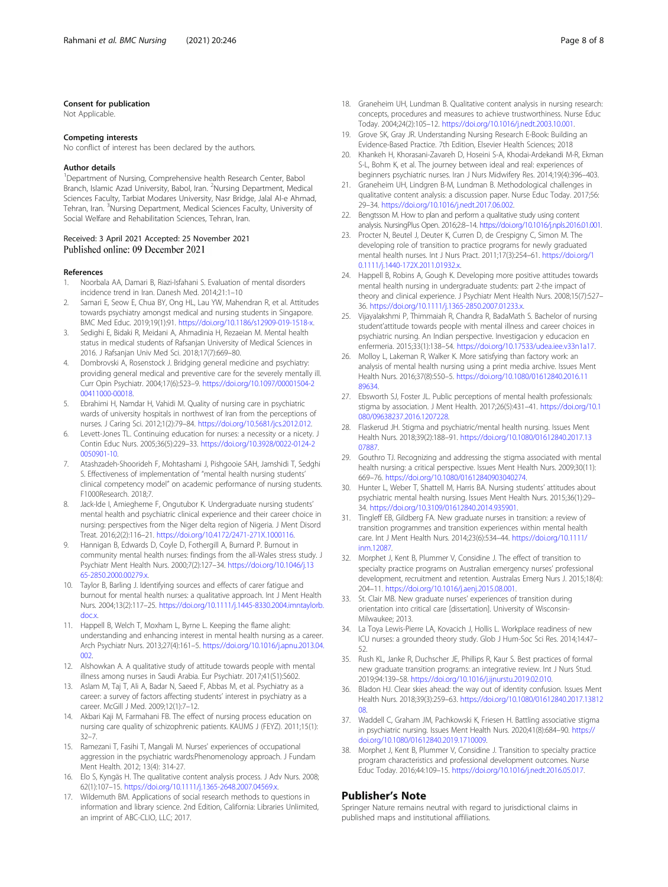### Consent for publication

Not Applicable.

### Competing interests

No conflict of interest has been declared by the authors.

### Author details

[1]Department of Nursing, Comprehensive health Research Center, Babol Branch, Islamic Azad University, Babol, Iran. [2]Nursing Department, Medical Sciences Faculty, Tarbiat Modares University, Nasr Bridge, Jalal Al-e Ahmad, Tehran, Iran. [3]Nursing Department, Medical Sciences Faculty, University of Social Welfare and Rehabilitation Sciences, Tehran, Iran.

Received: 3 April 2021 Accepted: 25 November 2021
Published online: 09 December 2021

### References

1. Noorbala AA, Damari B, Riazi-Isfahani S. Evaluation of mental disorders incidence trend in Iran. Danesh Med. 2014;21:1–10
2. Samari E, Seow E, Chua BY, Ong HL, Lau YW, Mahendran R, et al. Attitudes towards psychiatry amongst medical and nursing students in Singapore. BMC Med Educ. 2019;19(1):91. https://doi.org/10.1186/s12909-019-1518-x.
3. Sedighi E, Bidaki R, Meidani A, Ahmadinia H, Rezaeian M. Mental health status in medical students of Rafsanjan University of Medical Sciences in 2016. J Rafsanjan Univ Med Sci. 2018;17(7):669–80.
4. Dombrovski A, Rosenstock J. Bridging general medicine and psychiatry: providing general medical and preventive care for the severely mentally ill. Curr Opin Psychiatr. 2004;17(6):523–9. https://doi.org/10.1097/00001504-200411000-00018.
5. Ebrahimi H, Namdar H, Vahidi M. Quality of nursing care in psychiatric wards of university hospitals in northwest of Iran from the perceptions of nurses. J Caring Sci. 2012;1(2):79–84. https://doi.org/10.5681/jcs.2012.012.
6. Levett-Jones TL. Continuing education for nurses: a necessity or a nicety. J Contin Educ Nurs. 2005;36(5):229–33. https://doi.org/10.3928/0022-0124-20050901-10.
7. Atashzadeh-Shoorideh F, Mohtashami J, Pishgooie SAH, Jamshidi T, Sedghi S. Effectiveness of implementation of "mental health nursing students' clinical competency model" on academic performance of nursing students. F1000Research. 2018;7.
8. Jack-Ide I, Amiegheme F, Ongutubor K. Undergraduate nursing students' mental health and psychiatric clinical experience and their career choice in nursing: perspectives from the Niger delta region of Nigeria. J Ment Disord Treat. 2016;2(2):116–21. https://doi.org/10.4172/2471-271X.1000116.
9. Hannigan B, Edwards D, Coyle D, Fothergill A, Burnard P. Burnout in community mental health nurses: findings from the all-Wales stress study. J Psychiatr Ment Health Nurs. 2000;7(2):127–34. https://doi.org/10.1046/j.1365-2850.2000.00279.x.
10. Taylor B, Barling J. Identifying sources and effects of carer fatigue and burnout for mental health nurses: a qualitative approach. Int J Ment Health Nurs. 2004;13(2):117–25. https://doi.org/10.1111/j.1445-8330.2004.imntaylorb.doc.x.
11. Happell B, Welch T, Moxham L, Byrne L. Keeping the flame alight: understanding and enhancing interest in mental health nursing as a career. Arch Psychiatr Nurs. 2013;27(4):161–5. https://doi.org/10.1016/j.apnu.2013.04.002.
12. Alshowkan A. A qualitative study of attitude towards people with mental illness among nurses in Saudi Arabia. Eur Psychiatr. 2017;41(S1):S602.
13. Aslam M, Taj T, Ali A, Badar N, Saeed F, Abbas M, et al. Psychiatry as a career: a survey of factors affecting students' interest in psychiatry as a career. McGill J Med. 2009;12(1):7–12.
14. Akbari Kaji M, Farmahani FB. The effect of nursing process education on nursing care quality of schizophrenic patients. KAUMS J (FEYZ). 2011;15(1):32–7.
15. Ramezani T, Fasihi T, Mangali M. Nurses' experiences of occupational aggression in the psychiatric wards:Phenomenology approach. J Fundam Ment Health. 2012; 13(4): 314-27.
16. Elo S, Kyngäs H. The qualitative content analysis process. J Adv Nurs. 2008;62(1):107–15. https://doi.org/10.1111/j.1365-2648.2007.04569.x.
17. Wildemuth BM. Applications of social research methods to questions in information and library science. 2nd Edition, California: Libraries Unlimited, an imprint of ABC-CLIO, LLC; 2017.
18. Graneheim UH, Lundman B. Qualitative content analysis in nursing research: concepts, procedures and measures to achieve trustworthiness. Nurse Educ Today. 2004;24(2):105–12. https://doi.org/10.1016/j.nedt.2003.10.001.
19. Grove SK, Gray JR. Understanding Nursing Research E-Book: Building an Evidence-Based Practice. 7th Edition, Elsevier Health Sciences; 2018
20. Khankeh H, Khorasani-Zavareh D, Hoseini S-A, Khodai-Ardekandi M-R, Ekman S-L, Bohm K, et al. The journey between ideal and real: experiences of beginners psychiatric nurses. Iran J Nurs Midwifery Res. 2014;19(4):396–403.
21. Graneheim UH, Lindgren B-M, Lundman B. Methodological challenges in qualitative content analysis: a discussion paper. Nurse Educ Today. 2017;56:29–34. https://doi.org/10.1016/j.nedt.2017.06.002.
22. Bengtsson M. How to plan and perform a qualitative study using content analysis. NursingPlus Open. 2016;2:8–14. https://doi.org/10.1016/j.npls.2016.01.001.
23. Procter N, Beutel J, Deuter K, Curren D, de Crespigny C, Simon M. The developing role of transition to practice programs for newly graduated mental health nurses. Int J Nurs Pract. 2011;17(3):254–61. https://doi.org/10.1111/j.1440-172X.2011.01932.x.
24. Happell B, Robins A, Gough K. Developing more positive attitudes towards mental health nursing in undergraduate students: part 2-the impact of theory and clinical experience. J Psychiatr Ment Health Nurs. 2008;15(7):527–36. https://doi.org/10.1111/j.1365-2850.2007.01233.x.
25. Vijayalakshmi P, Thimmaiah R, Chandra R, BadaMath S. Bachelor of nursing student'attitude towards people with mental illness and career choices in psychiatric nursing. An Indian perspective. Investigacion y educacion en enfermeria. 2015;33(1):138–54. https://doi.org/10.17533/udea.iee.v33n1a17.
26. Molloy L, Lakeman R, Walker K. More satisfying than factory work: an analysis of mental health nursing using a print media archive. Issues Ment Health Nurs. 2016;37(8):550–5. https://doi.org/10.1080/01612840.2016.1189634.
27. Ebsworth SJ, Foster JL. Public perceptions of mental health professionals: stigma by association. J Ment Health. 2017;26(5):431–41. https://doi.org/10.1080/09638237.2016.1207228.
28. Flaskerud JH. Stigma and psychiatric/mental health nursing. Issues Ment Health Nurs. 2018;39(2):188–91. https://doi.org/10.1080/01612840.2017.1307887.
29. Gouthro TJ. Recognizing and addressing the stigma associated with mental health nursing: a critical perspective. Issues Ment Health Nurs. 2009;30(11):669–76. https://doi.org/10.1080/01612840903040274.
30. Hunter L, Weber T, Shattell M, Harris BA. Nursing students' attitudes about psychiatric mental health nursing. Issues Ment Health Nurs. 2015;36(1):29–34. https://doi.org/10.3109/01612840.2014.935901.
31. Tingleff EB, Gildberg FA. New graduate nurses in transition: a review of transition programmes and transition experiences within mental health care. Int J Ment Health Nurs. 2014;23(6):534–44. https://doi.org/10.1111/inm.12087.
32. Morphet J, Kent B, Plummer V, Considine J. The effect of transition to specialty practice programs on Australian emergency nurses' professional development, recruitment and retention. Australas Emerg Nurs J. 2015;18(4):204–11. https://doi.org/10.1016/j.aenj.2015.08.001.
33. St. Clair MB. New graduate nurses' experiences of transition during orientation into critical care [dissertation]. University of Wisconsin-Milwaukee; 2013.
34. La Toya Lewis-Pierre LA, Kovacich J, Hollis L. Workplace readiness of new ICU nurses: a grounded theory study. Glob J Hum-Soc Sci Res. 2014;14:47–52.
35. Rush KL, Janke R, Duchscher JE, Phillips R, Kaur S. Best practices of formal new graduate transition programs: an integrative review. Int J Nurs Stud. 2019;94:139–58. https://doi.org/10.1016/j.ijnurstu.2019.02.010.
36. Bladon HJ. Clear skies ahead: the way out of identity confusion. Issues Ment Health Nurs. 2018;39(3):259–63. https://doi.org/10.1080/01612840.2017.1381208.
37. Waddell C, Graham JM, Pachkowski K, Friesen H. Battling associative stigma in psychiatric nursing. Issues Ment Health Nurs. 2020;41(8):684–90. https://doi.org/10.1080/01612840.2019.1710009.
38. Morphet J, Kent B, Plummer V, Considine J. Transition to specialty practice program characteristics and professional development outcomes. Nurse Educ Today. 2016;44:109–15. https://doi.org/10.1016/j.nedt.2016.05.017.

## Publisher's Note

Springer Nature remains neutral with regard to jurisdictional claims in published maps and institutional affiliations.